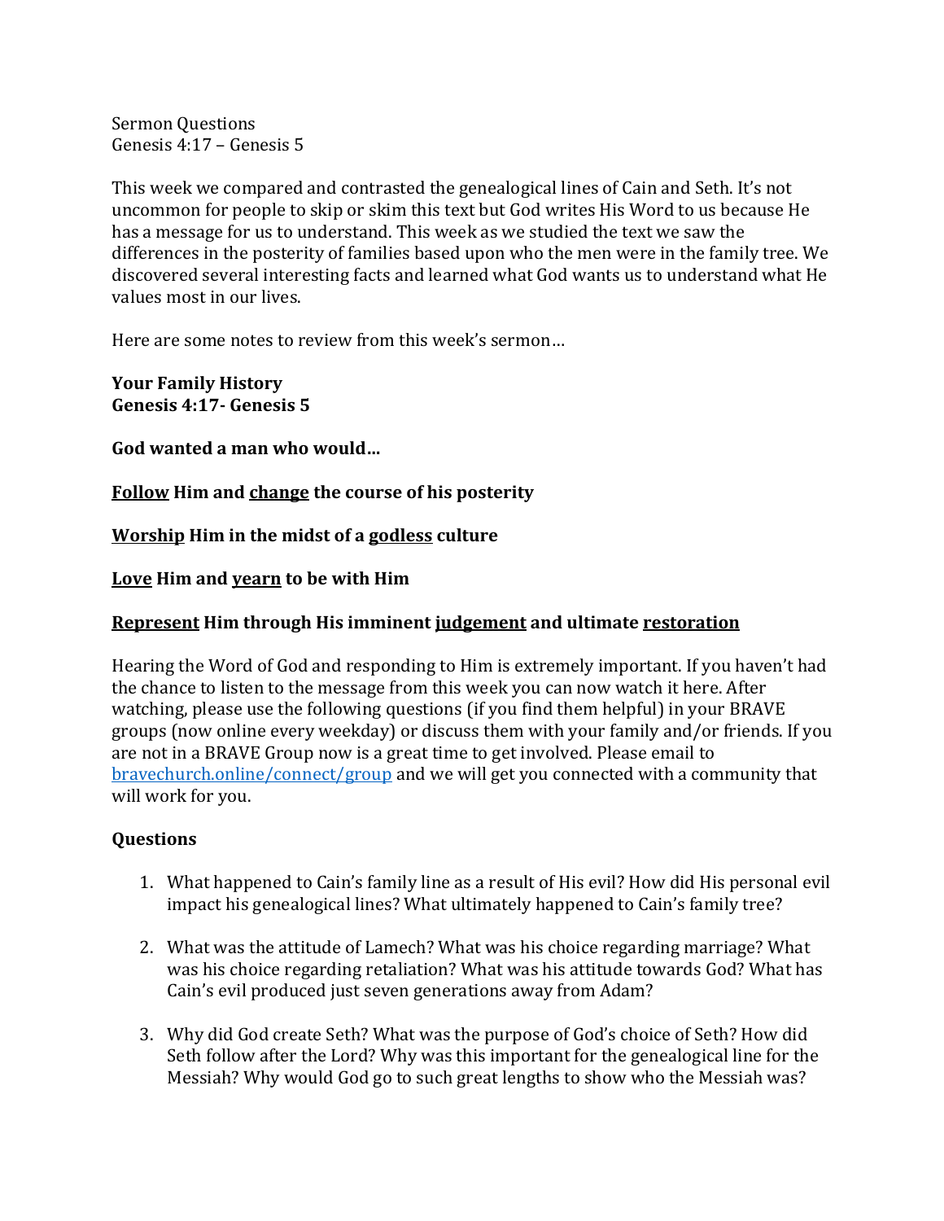Sermon Questions
Genesis 4:17 – Genesis 5

This week we compared and contrasted the genealogical lines of Cain and Seth. It's not uncommon for people to skip or skim this text but God writes His Word to us because He has a message for us to understand. This week as we studied the text we saw the differences in the posterity of families based upon who the men were in the family tree. We discovered several interesting facts and learned what God wants us to understand what He values most in our lives.

Here are some notes to review from this week's sermon…

**Your Family History**
**Genesis 4:17- Genesis 5**

**God wanted a man who would…**

**<u>Follow</u> Him and <u>change</u> the course of his posterity**

**<u>Worship</u> Him in the midst of a <u>godless</u> culture**

**<u>Love</u> Him and <u>yearn</u> to be with Him**

**<u>Represent</u> Him through His imminent <u>judgement</u> and ultimate <u>restoration</u>**

Hearing the Word of God and responding to Him is extremely important. If you haven't had the chance to listen to the message from this week you can now watch it here. After watching, please use the following questions (if you find them helpful) in your BRAVE groups (now online every weekday) or discuss them with your family and/or friends. If you are not in a BRAVE Group now is a great time to get involved. Please email to [bravechurch.online/connect/group](bravechurch.online/connect/group) and we will get you connected with a community that will work for you.

**Questions**

1. What happened to Cain's family line as a result of His evil? How did His personal evil impact his genealogical lines? What ultimately happened to Cain's family tree?

2. What was the attitude of Lamech? What was his choice regarding marriage? What was his choice regarding retaliation? What was his attitude towards God? What has Cain's evil produced just seven generations away from Adam?

3. Why did God create Seth? What was the purpose of God's choice of Seth? How did Seth follow after the Lord? Why was this important for the genealogical line for the Messiah? Why would God go to such great lengths to show who the Messiah was?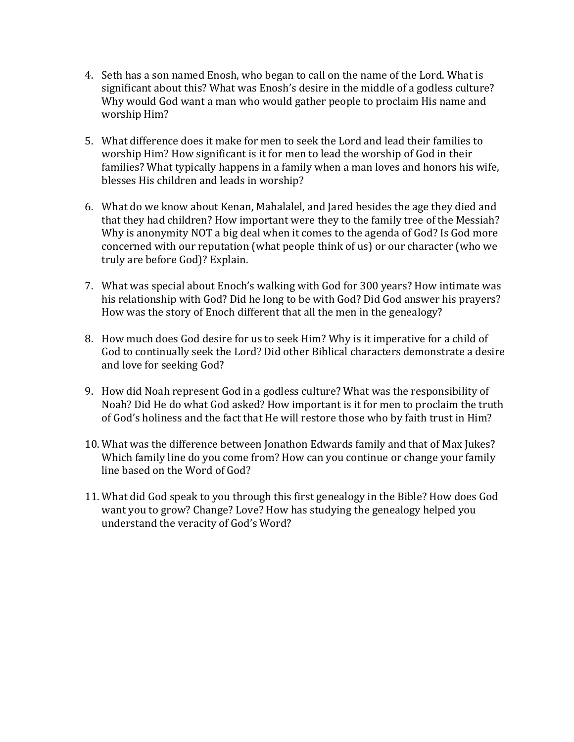4. Seth has a son named Enosh, who began to call on the name of the Lord. What is significant about this? What was Enosh's desire in the middle of a godless culture? Why would God want a man who would gather people to proclaim His name and worship Him?

5. What difference does it make for men to seek the Lord and lead their families to worship Him? How significant is it for men to lead the worship of God in their families? What typically happens in a family when a man loves and honors his wife, blesses His children and leads in worship?

6. What do we know about Kenan, Mahalalel, and Jared besides the age they died and that they had children? How important were they to the family tree of the Messiah? Why is anonymity NOT a big deal when it comes to the agenda of God? Is God more concerned with our reputation (what people think of us) or our character (who we truly are before God)? Explain.

7. What was special about Enoch's walking with God for 300 years? How intimate was his relationship with God? Did he long to be with God? Did God answer his prayers? How was the story of Enoch different that all the men in the genealogy?

8. How much does God desire for us to seek Him? Why is it imperative for a child of God to continually seek the Lord? Did other Biblical characters demonstrate a desire and love for seeking God?

9. How did Noah represent God in a godless culture? What was the responsibility of Noah? Did He do what God asked? How important is it for men to proclaim the truth of God's holiness and the fact that He will restore those who by faith trust in Him?

10. What was the difference between Jonathon Edwards family and that of Max Jukes? Which family line do you come from? How can you continue or change your family line based on the Word of God?

11. What did God speak to you through this first genealogy in the Bible? How does God want you to grow? Change? Love? How has studying the genealogy helped you understand the veracity of God's Word?